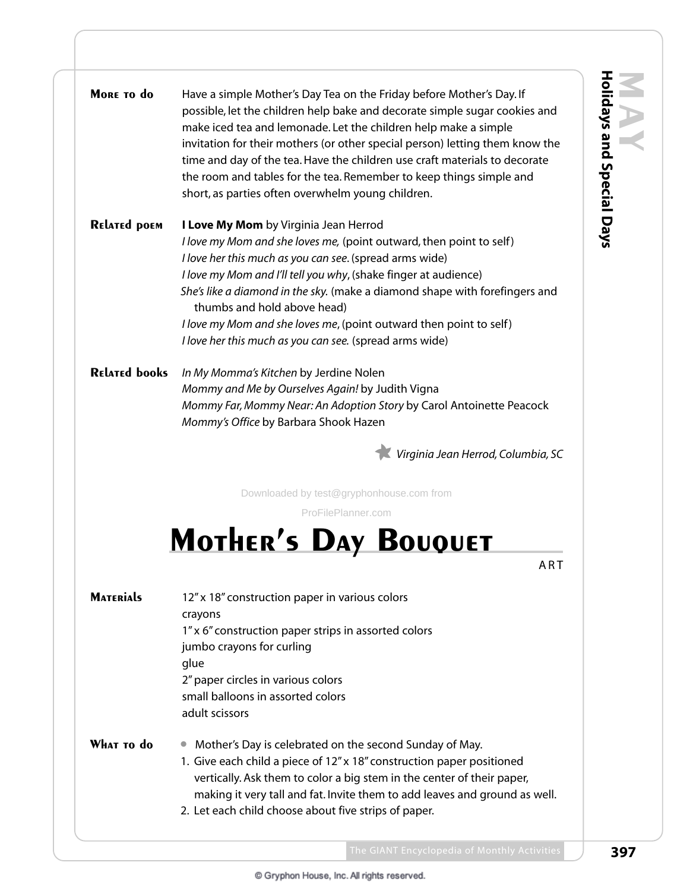**More to do** Have a simple Mother's Day Tea on the Friday before Mother's Day. If possible, let the children help bake and decorate simple sugar cookies and make iced tea and lemonade. Let the children help make a simple invitation for their mothers (or other special person) letting them know the time and day of the tea. Have the children use craft materials to decorate the room and tables for the tea. Remember to keep things simple and short, as parties often overwhelm young children.

**Related poem** **I Love My Mom** by Virginia Jean Herrod

*I love my Mom and she loves me,* (point outward, then point to self)
*I love her this much as you can see.* (spread arms wide)
*I love my Mom and I'll tell you why*, (shake finger at audience)
*She's like a diamond in the sky.* (make a diamond shape with forefingers and thumbs and hold above head)
*I love my Mom and she loves me*, (point outward then point to self)
*I love her this much as you can see.* (spread arms wide)

**Related books**

*In My Momma's Kitchen* by Jerdine Nolen
*Mommy and Me by Ourselves Again!* by Judith Vigna
*Mommy Far, Mommy Near: An Adoption Story* by Carol Antoinette Peacock
*Mommy's Office* by Barbara Shook Hazen

*Virginia Jean Herrod, Columbia, SC*

Downloaded by test@gryphonhouse.com from ProFilePlanner.com

# Mother's Day Bouquet

ART

**Materials**

12" x 18" construction paper in various colors
crayons
1" x 6" construction paper strips in assorted colors
jumbo crayons for curling
glue
2" paper circles in various colors
small balloons in assorted colors
adult scissors

**What to do**

- Mother's Day is celebrated on the second Sunday of May.

1. Give each child a piece of 12" x 18" construction paper positioned vertically. Ask them to color a big stem in the center of their paper, making it very tall and fat. Invite them to add leaves and ground as well.
2. Let each child choose about five strips of paper.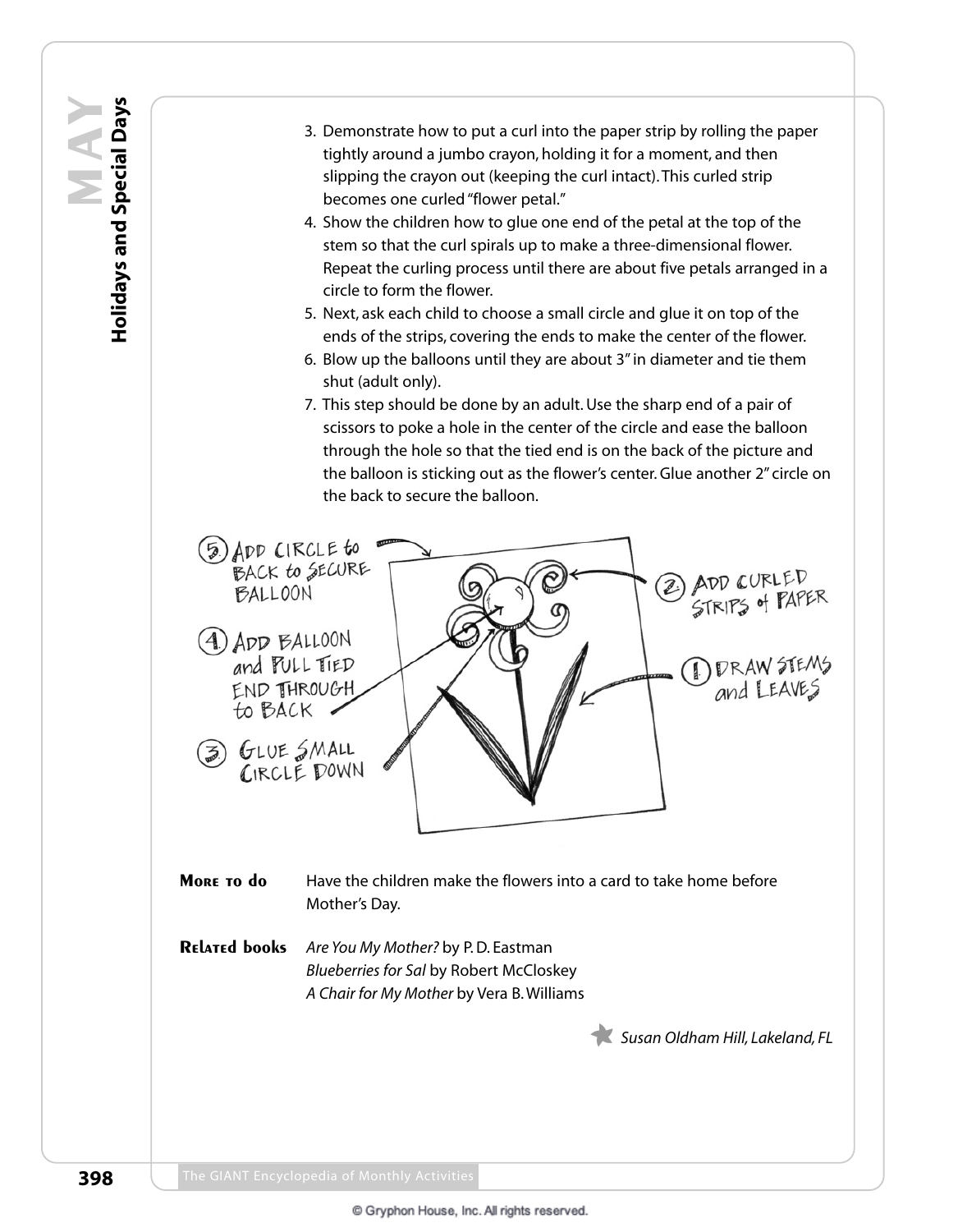3. Demonstrate how to put a curl into the paper strip by rolling the paper tightly around a jumbo crayon, holding it for a moment, and then slipping the crayon out (keeping the curl intact). This curled strip becomes one curled "flower petal."
4. Show the children how to glue one end of the petal at the top of the stem so that the curl spirals up to make a three-dimensional flower. Repeat the curling process until there are about five petals arranged in a circle to form the flower.
5. Next, ask each child to choose a small circle and glue it on top of the ends of the strips, covering the ends to make the center of the flower.
6. Blow up the balloons until they are about 3" in diameter and tie them shut (adult only).
7. This step should be done by an adult. Use the sharp end of a pair of scissors to poke a hole in the center of the circle and ease the balloon through the hole so that the tied end is on the back of the picture and the balloon is sticking out as the flower's center. Glue another 2" circle on the back to secure the balloon.

5. ADD CIRCLE to BACK to SECURE BALLOON

4. ADD BALLOON and PULL TIED END THROUGH to BACK

3. GLUE SMALL CIRCLE DOWN

2. ADD CURLED STRIPS of PAPER

1. DRAW STEMS and LEAVES

**More to do** Have the children make the flowers into a card to take home before Mother's Day.

**Related books**
*Are You My Mother?* by P. D. Eastman
*Blueberries for Sal* by Robert McCloskey
*A Chair for My Mother* by Vera B. Williams

*Susan Oldham Hill, Lakeland, FL*